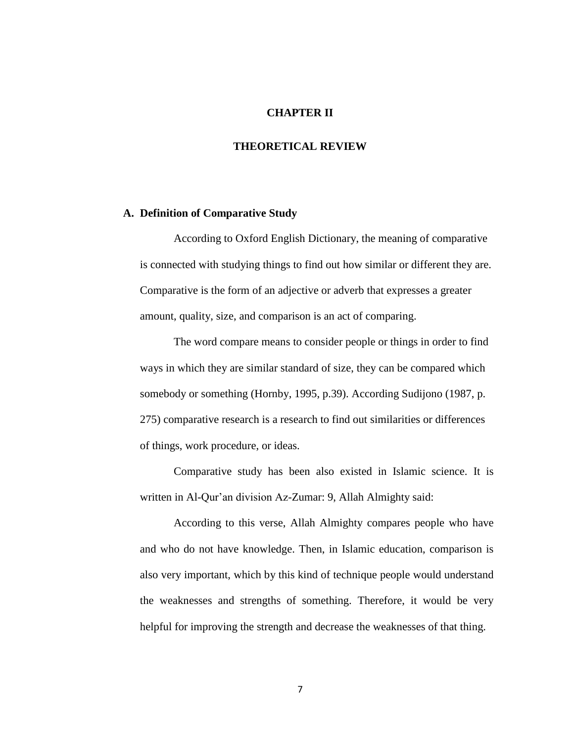# CHAPTER II

# THEORETICAL REVIEW

## A. Definition of Comparative Study

According to Oxford English Dictionary, the meaning of comparative is connected with studying things to find out how similar or different they are. Comparative is the form of an adjective or adverb that expresses a greater amount, quality, size, and comparison is an act of comparing.

The word compare means to consider people or things in order to find ways in which they are similar standard of size, they can be compared which somebody or something (Hornby, 1995, p.39). According Sudijono (1987, p. 275) comparative research is a research to find out similarities or differences of things, work procedure, or ideas.

Comparative study has been also existed in Islamic science. It is written in Al-Qur'an division Az-Zumar: 9, Allah Almighty said:

According to this verse, Allah Almighty compares people who have and who do not have knowledge. Then, in Islamic education, comparison is also very important, which by this kind of technique people would understand the weaknesses and strengths of something. Therefore, it would be very helpful for improving the strength and decrease the weaknesses of that thing.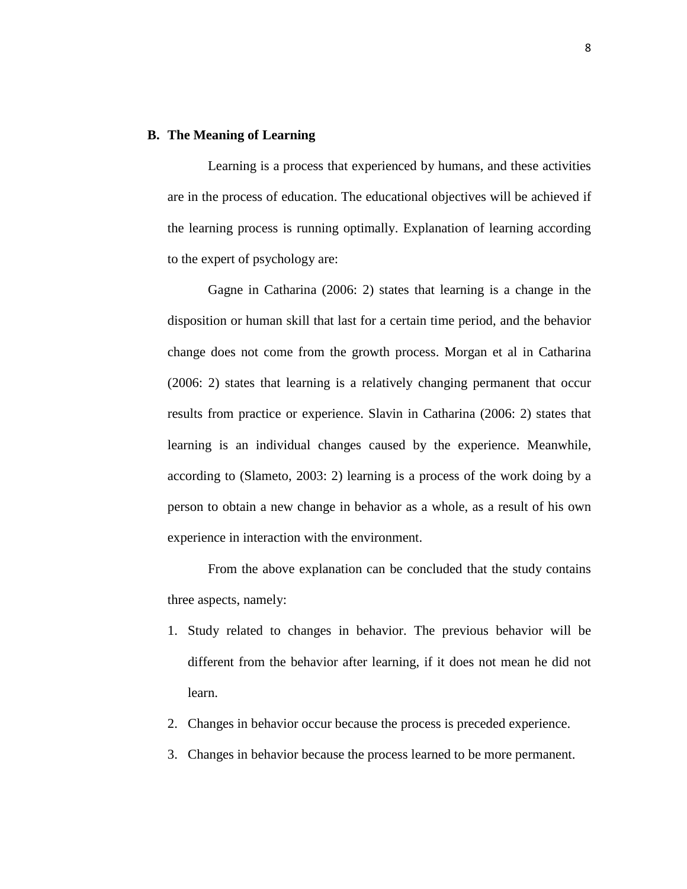## B. The Meaning of Learning

Learning is a process that experienced by humans, and these activities are in the process of education. The educational objectives will be achieved if the learning process is running optimally. Explanation of learning according to the expert of psychology are:

Gagne in Catharina (2006: 2) states that learning is a change in the disposition or human skill that last for a certain time period, and the behavior change does not come from the growth process. Morgan et al in Catharina (2006: 2) states that learning is a relatively changing permanent that occur results from practice or experience. Slavin in Catharina (2006: 2) states that learning is an individual changes caused by the experience. Meanwhile, according to (Slameto, 2003: 2) learning is a process of the work doing by a person to obtain a new change in behavior as a whole, as a result of his own experience in interaction with the environment.

From the above explanation can be concluded that the study contains three aspects, namely:

1. Study related to changes in behavior. The previous behavior will be different from the behavior after learning, if it does not mean he did not learn.
2. Changes in behavior occur because the process is preceded experience.
3. Changes in behavior because the process learned to be more permanent.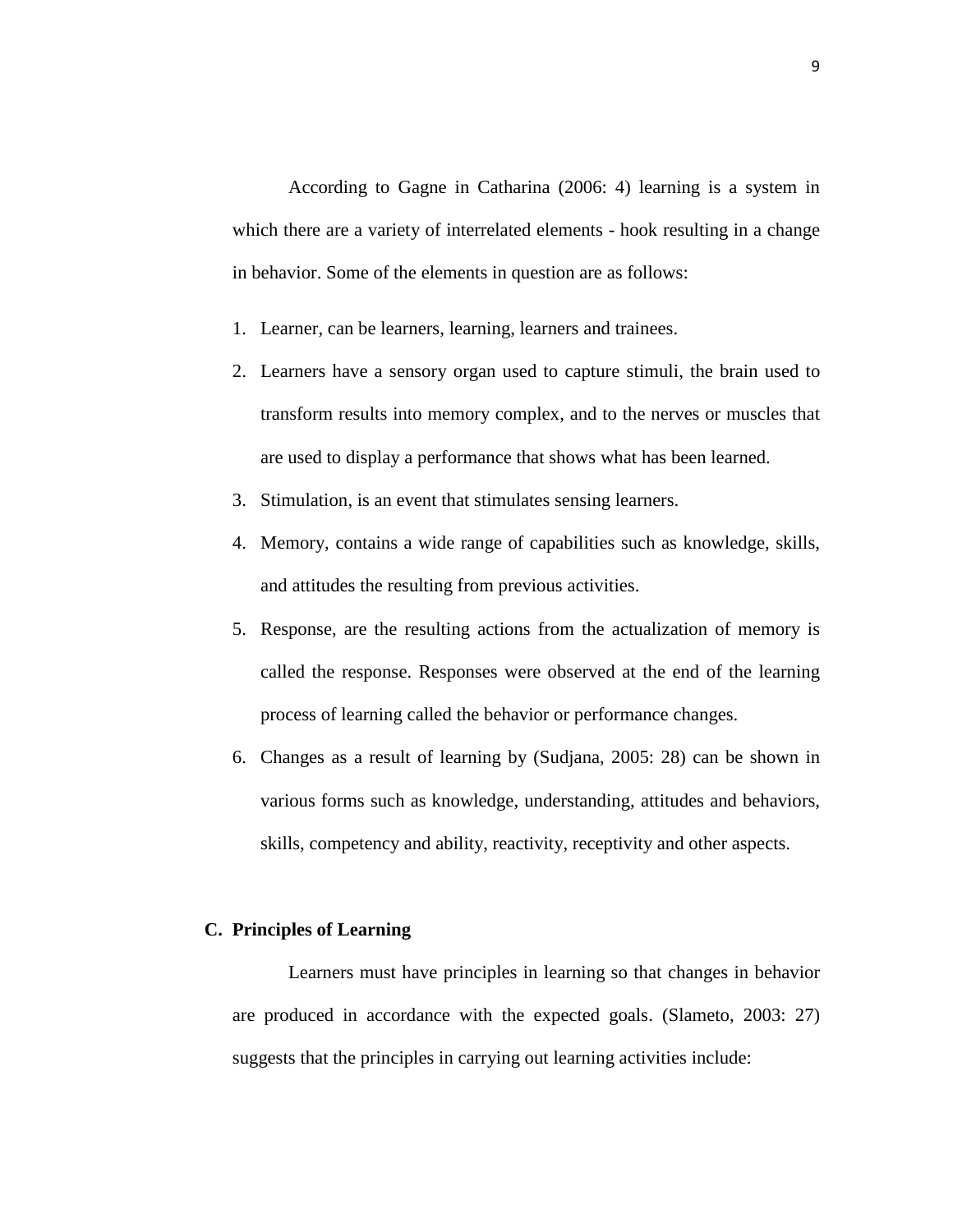According to Gagne in Catharina (2006: 4) learning is a system in which there are a variety of interrelated elements - hook resulting in a change in behavior. Some of the elements in question are as follows:

1. Learner, can be learners, learning, learners and trainees.
2. Learners have a sensory organ used to capture stimuli, the brain used to transform results into memory complex, and to the nerves or muscles that are used to display a performance that shows what has been learned.
3. Stimulation, is an event that stimulates sensing learners.
4. Memory, contains a wide range of capabilities such as knowledge, skills, and attitudes the resulting from previous activities.
5. Response, are the resulting actions from the actualization of memory is called the response. Responses were observed at the end of the learning process of learning called the behavior or performance changes.
6. Changes as a result of learning by (Sudjana, 2005: 28) can be shown in various forms such as knowledge, understanding, attitudes and behaviors, skills, competency and ability, reactivity, receptivity and other aspects.

## C. Principles of Learning

Learners must have principles in learning so that changes in behavior are produced in accordance with the expected goals. (Slameto, 2003: 27) suggests that the principles in carrying out learning activities include: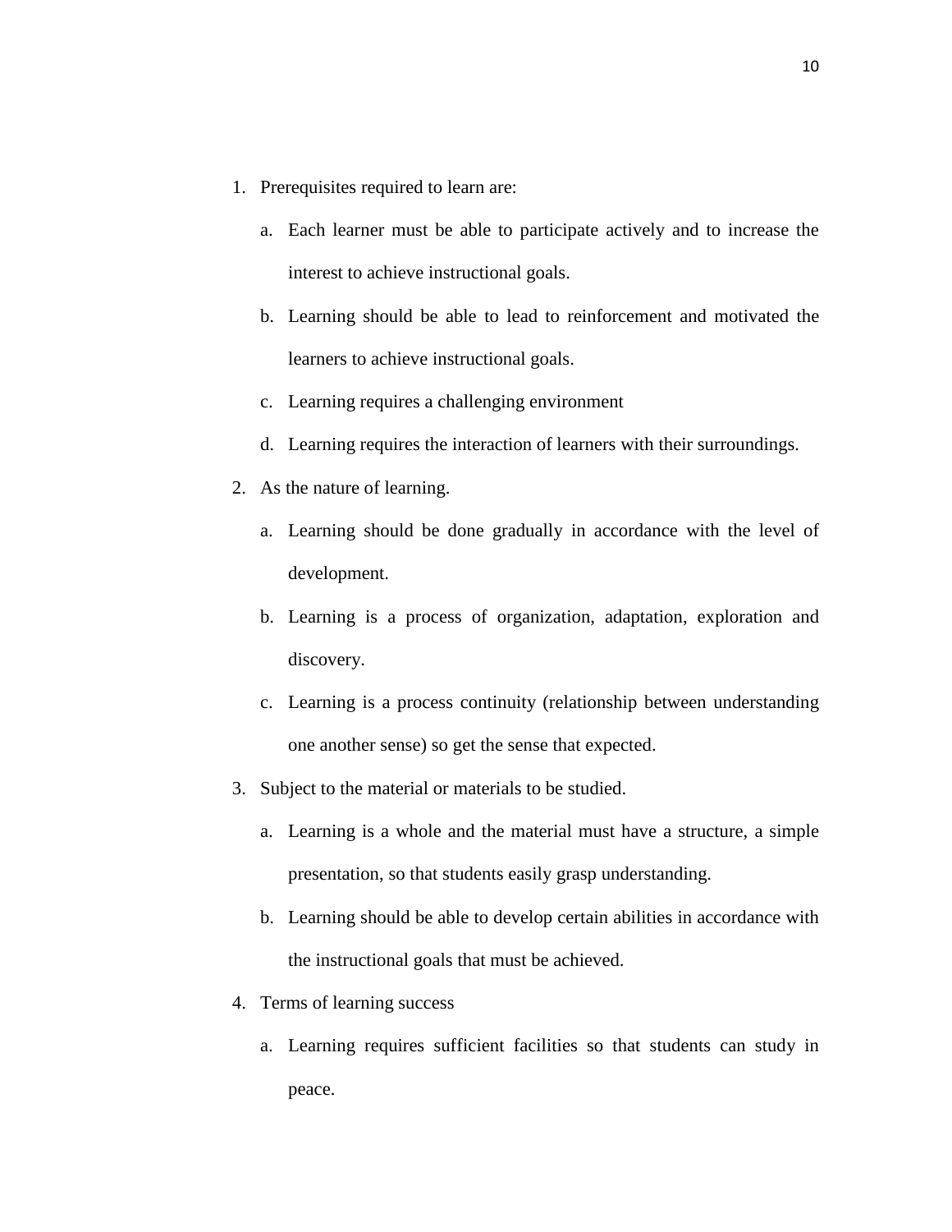1. Prerequisites required to learn are:
   a. Each learner must be able to participate actively and to increase the interest to achieve instructional goals.
   b. Learning should be able to lead to reinforcement and motivated the learners to achieve instructional goals.
   c. Learning requires a challenging environment
   d. Learning requires the interaction of learners with their surroundings.
2. As the nature of learning.
   a. Learning should be done gradually in accordance with the level of development.
   b. Learning is a process of organization, adaptation, exploration and discovery.
   c. Learning is a process continuity (relationship between understanding one another sense) so get the sense that expected.
3. Subject to the material or materials to be studied.
   a. Learning is a whole and the material must have a structure, a simple presentation, so that students easily grasp understanding.
   b. Learning should be able to develop certain abilities in accordance with the instructional goals that must be achieved.
4. Terms of learning success
   a. Learning requires sufficient facilities so that students can study in peace.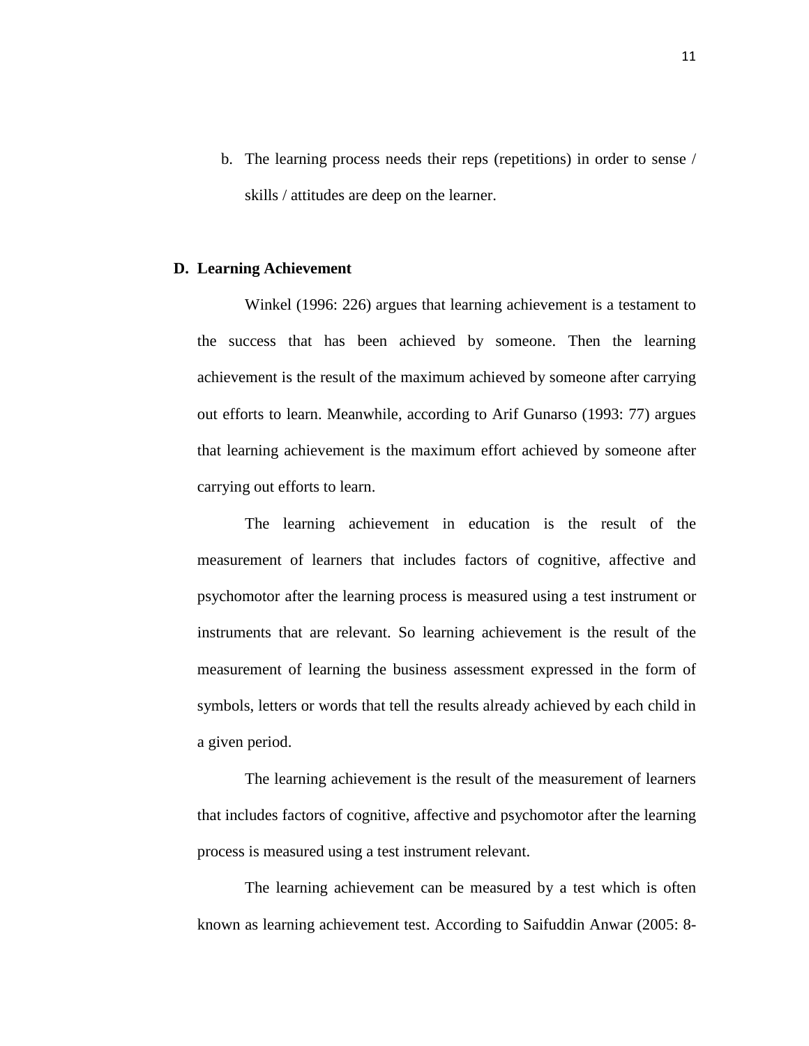b. The learning process needs their reps (repetitions) in order to sense / skills / attitudes are deep on the learner.

## D. Learning Achievement

Winkel (1996: 226) argues that learning achievement is a testament to the success that has been achieved by someone. Then the learning achievement is the result of the maximum achieved by someone after carrying out efforts to learn. Meanwhile, according to Arif Gunarso (1993: 77) argues that learning achievement is the maximum effort achieved by someone after carrying out efforts to learn.

The learning achievement in education is the result of the measurement of learners that includes factors of cognitive, affective and psychomotor after the learning process is measured using a test instrument or instruments that are relevant. So learning achievement is the result of the measurement of learning the business assessment expressed in the form of symbols, letters or words that tell the results already achieved by each child in a given period.

The learning achievement is the result of the measurement of learners that includes factors of cognitive, affective and psychomotor after the learning process is measured using a test instrument relevant.

The learning achievement can be measured by a test which is often known as learning achievement test. According to Saifuddin Anwar (2005: 8-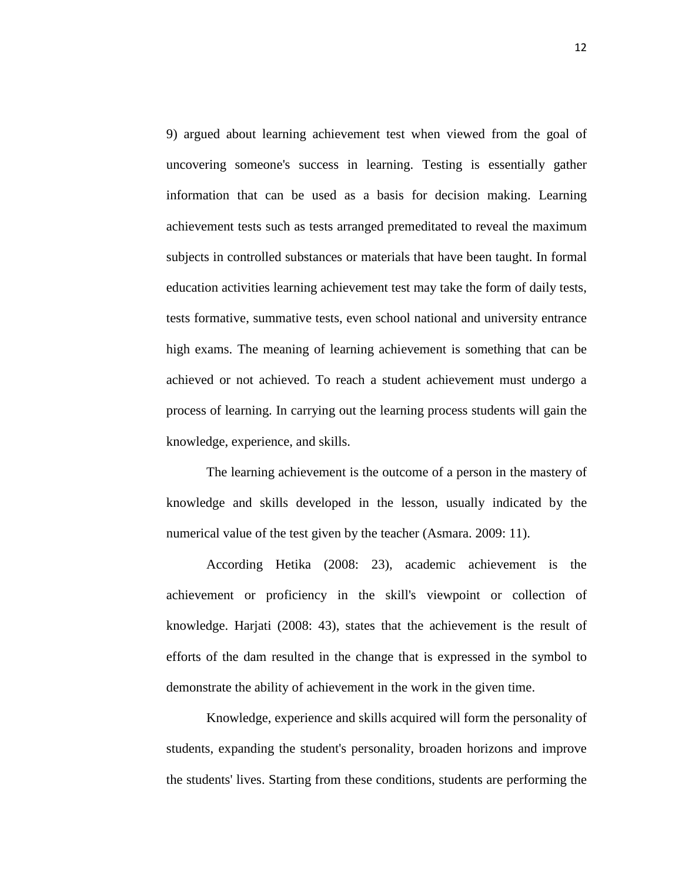9) argued about learning achievement test when viewed from the goal of uncovering someone's success in learning. Testing is essentially gather information that can be used as a basis for decision making. Learning achievement tests such as tests arranged premeditated to reveal the maximum subjects in controlled substances or materials that have been taught. In formal education activities learning achievement test may take the form of daily tests, tests formative, summative tests, even school national and university entrance high exams. The meaning of learning achievement is something that can be achieved or not achieved. To reach a student achievement must undergo a process of learning. In carrying out the learning process students will gain the knowledge, experience, and skills.

The learning achievement is the outcome of a person in the mastery of knowledge and skills developed in the lesson, usually indicated by the numerical value of the test given by the teacher (Asmara. 2009: 11).

According Hetika (2008: 23), academic achievement is the achievement or proficiency in the skill's viewpoint or collection of knowledge. Harjati (2008: 43), states that the achievement is the result of efforts of the dam resulted in the change that is expressed in the symbol to demonstrate the ability of achievement in the work in the given time.

Knowledge, experience and skills acquired will form the personality of students, expanding the student's personality, broaden horizons and improve the students' lives. Starting from these conditions, students are performing the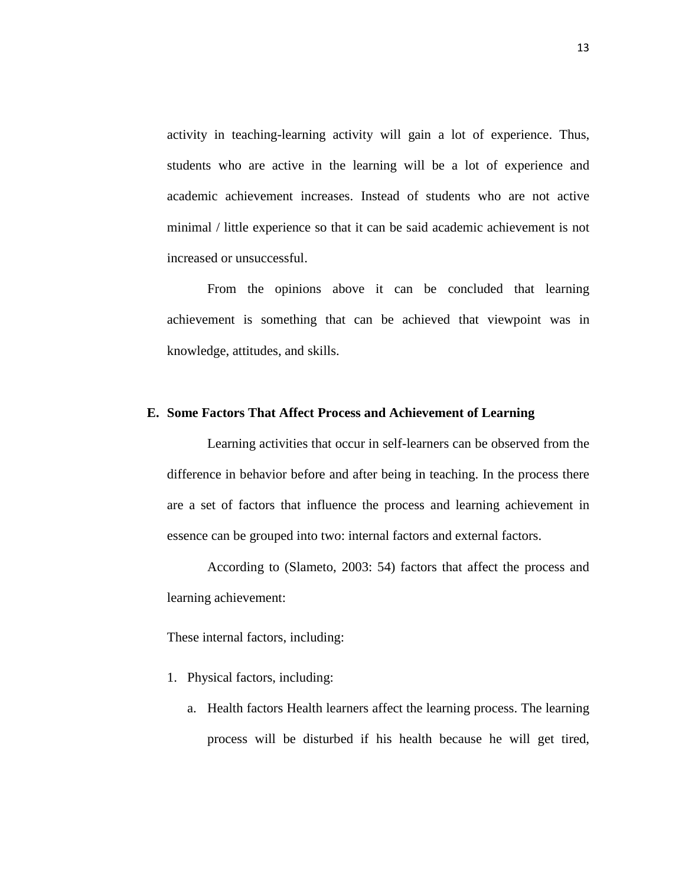activity in teaching-learning activity will gain a lot of experience. Thus, students who are active in the learning will be a lot of experience and academic achievement increases. Instead of students who are not active minimal / little experience so that it can be said academic achievement is not increased or unsuccessful.

From the opinions above it can be concluded that learning achievement is something that can be achieved that viewpoint was in knowledge, attitudes, and skills.

## E. Some Factors That Affect Process and Achievement of Learning

Learning activities that occur in self-learners can be observed from the difference in behavior before and after being in teaching. In the process there are a set of factors that influence the process and learning achievement in essence can be grouped into two: internal factors and external factors.

According to (Slameto, 2003: 54) factors that affect the process and learning achievement:

These internal factors, including:

1. Physical factors, including:
   a. Health factors Health learners affect the learning process. The learning process will be disturbed if his health because he will get tired,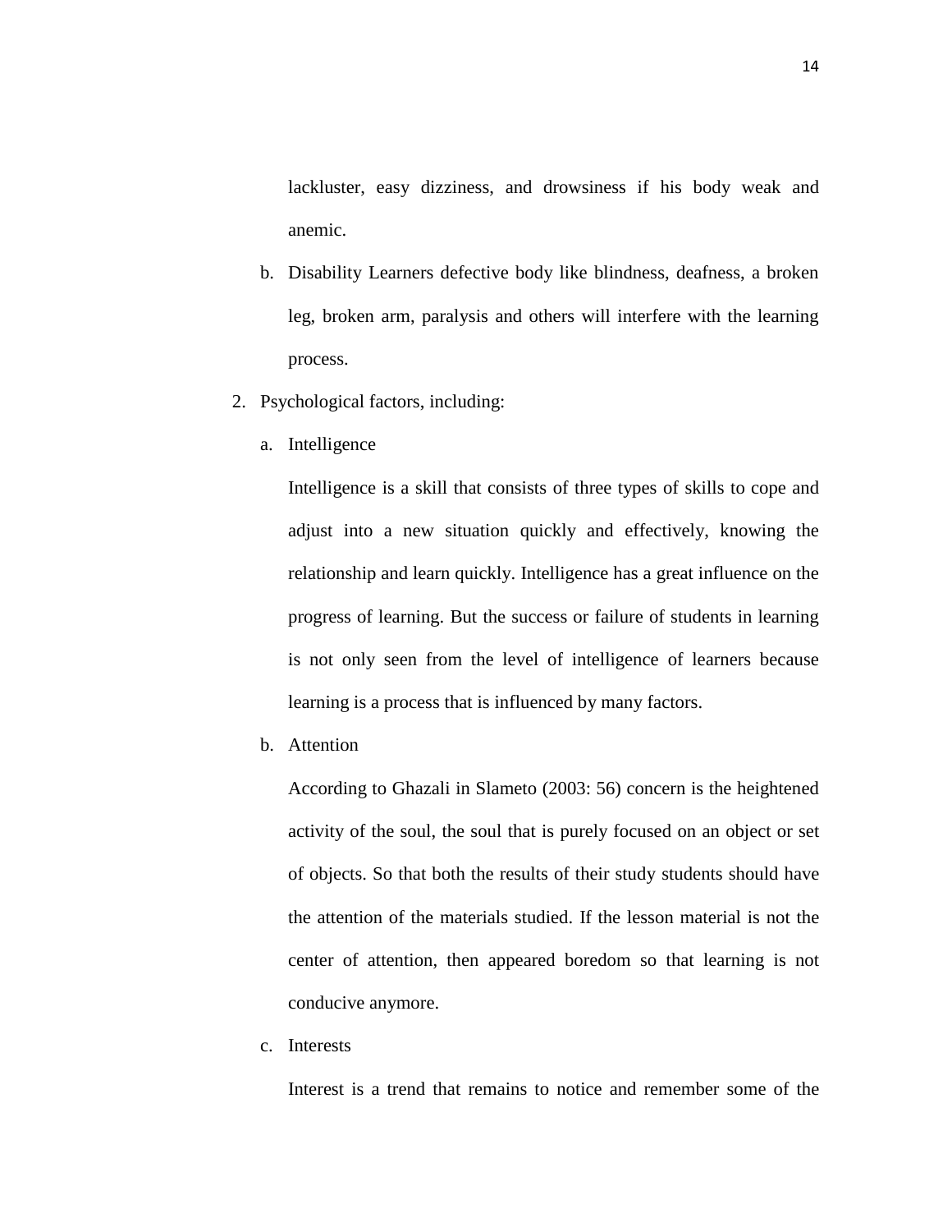lackluster, easy dizziness, and drowsiness if his body weak and anemic.

b. Disability Learners defective body like blindness, deafness, a broken leg, broken arm, paralysis and others will interfere with the learning process.

2. Psychological factors, including:

   a. Intelligence

      Intelligence is a skill that consists of three types of skills to cope and adjust into a new situation quickly and effectively, knowing the relationship and learn quickly. Intelligence has a great influence on the progress of learning. But the success or failure of students in learning is not only seen from the level of intelligence of learners because learning is a process that is influenced by many factors.

   b. Attention

      According to Ghazali in Slameto (2003: 56) concern is the heightened activity of the soul, the soul that is purely focused on an object or set of objects. So that both the results of their study students should have the attention of the materials studied. If the lesson material is not the center of attention, then appeared boredom so that learning is not conducive anymore.

   c. Interests

      Interest is a trend that remains to notice and remember some of the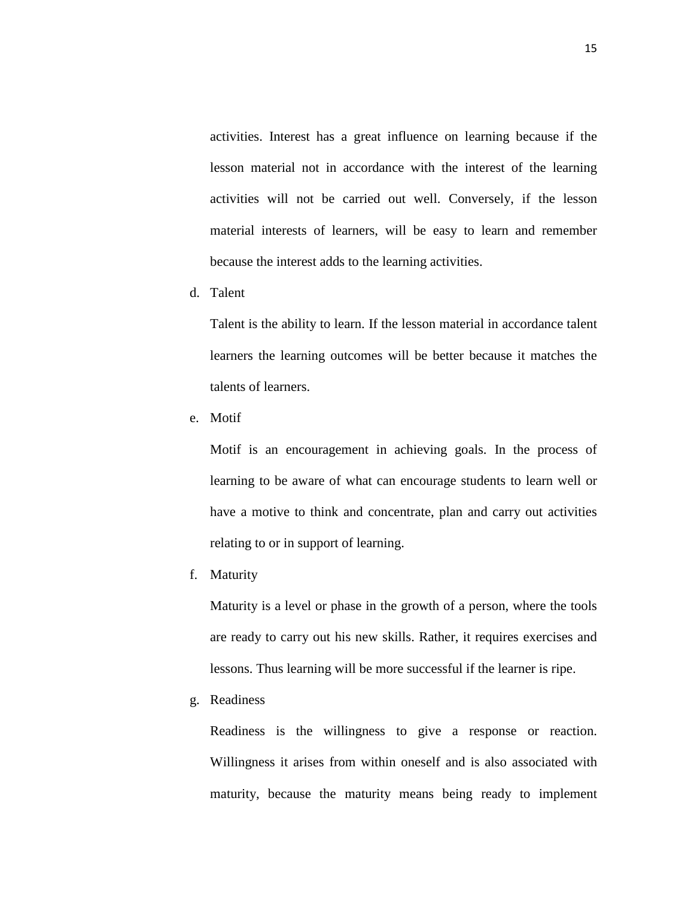activities. Interest has a great influence on learning because if the lesson material not in accordance with the interest of the learning activities will not be carried out well. Conversely, if the lesson material interests of learners, will be easy to learn and remember because the interest adds to the learning activities.

d. Talent

   Talent is the ability to learn. If the lesson material in accordance talent learners the learning outcomes will be better because it matches the talents of learners.

e. Motif

   Motif is an encouragement in achieving goals. In the process of learning to be aware of what can encourage students to learn well or have a motive to think and concentrate, plan and carry out activities relating to or in support of learning.

f. Maturity

   Maturity is a level or phase in the growth of a person, where the tools are ready to carry out his new skills. Rather, it requires exercises and lessons. Thus learning will be more successful if the learner is ripe.

g. Readiness

   Readiness is the willingness to give a response or reaction. Willingness it arises from within oneself and is also associated with maturity, because the maturity means being ready to implement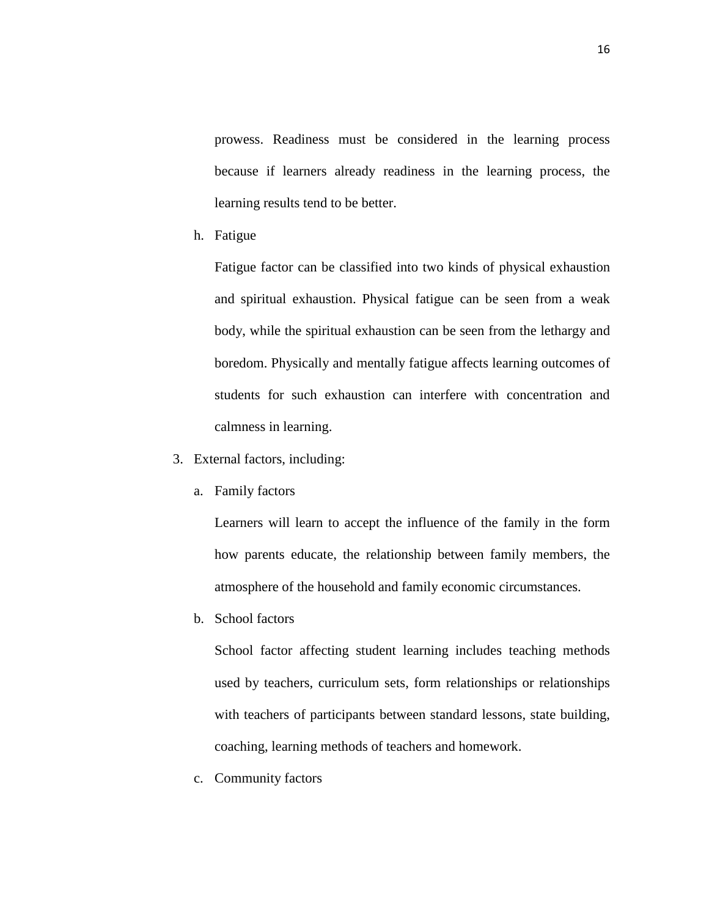prowess. Readiness must be considered in the learning process because if learners already readiness in the learning process, the learning results tend to be better.

h. Fatigue

   Fatigue factor can be classified into two kinds of physical exhaustion and spiritual exhaustion. Physical fatigue can be seen from a weak body, while the spiritual exhaustion can be seen from the lethargy and boredom. Physically and mentally fatigue affects learning outcomes of students for such exhaustion can interfere with concentration and calmness in learning.

3. External factors, including:

   a. Family factors

      Learners will learn to accept the influence of the family in the form how parents educate, the relationship between family members, the atmosphere of the household and family economic circumstances.

   b. School factors

      School factor affecting student learning includes teaching methods used by teachers, curriculum sets, form relationships or relationships with teachers of participants between standard lessons, state building, coaching, learning methods of teachers and homework.

   c. Community factors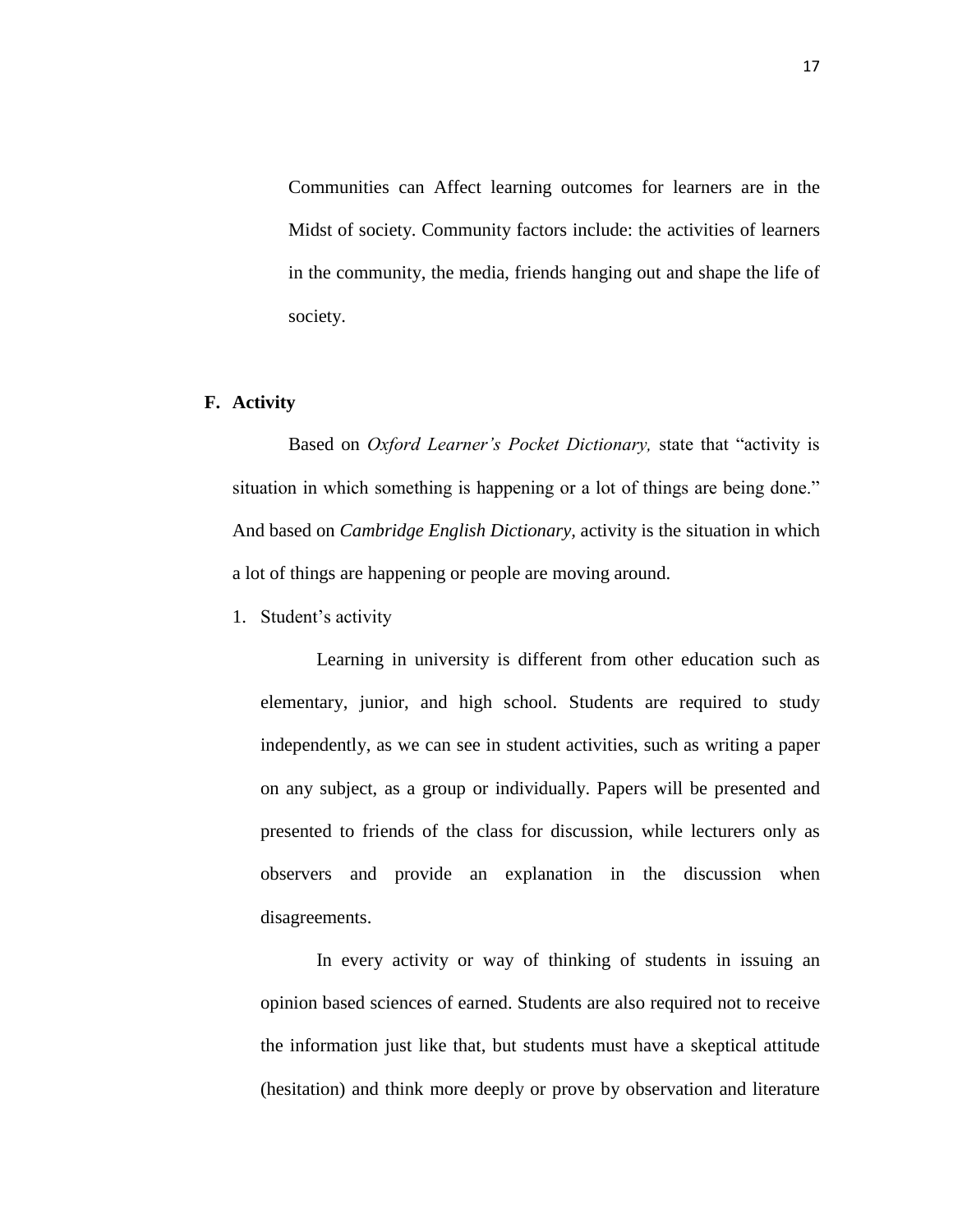Communities can Affect learning outcomes for learners are in the Midst of society. Community factors include: the activities of learners in the community, the media, friends hanging out and shape the life of society.

## F. Activity

Based on *Oxford Learner's Pocket Dictionary,* state that "activity is situation in which something is happening or a lot of things are being done." And based on *Cambridge English Dictionary,* activity is the situation in which a lot of things are happening or people are moving around.

1. Student's activity

   Learning in university is different from other education such as elementary, junior, and high school. Students are required to study independently, as we can see in student activities, such as writing a paper on any subject, as a group or individually. Papers will be presented and presented to friends of the class for discussion, while lecturers only as observers and provide an explanation in the discussion when disagreements.

   In every activity or way of thinking of students in issuing an opinion based sciences of earned. Students are also required not to receive the information just like that, but students must have a skeptical attitude (hesitation) and think more deeply or prove by observation and literature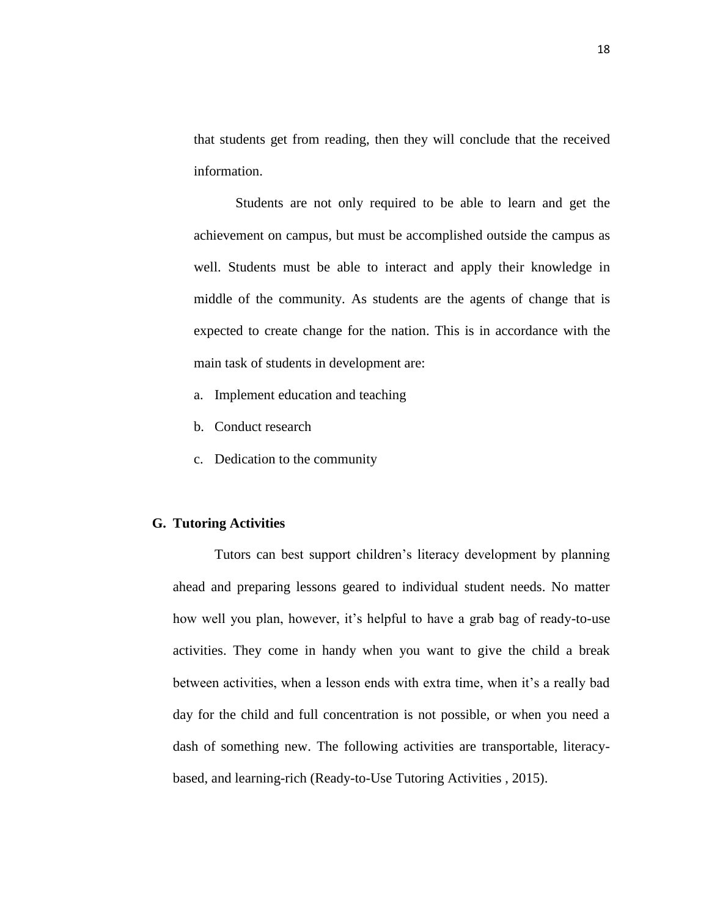that students get from reading, then they will conclude that the received information.

Students are not only required to be able to learn and get the achievement on campus, but must be accomplished outside the campus as well. Students must be able to interact and apply their knowledge in middle of the community. As students are the agents of change that is expected to create change for the nation. This is in accordance with the main task of students in development are:

a. Implement education and teaching
b. Conduct research
c. Dedication to the community

## G. Tutoring Activities

Tutors can best support children's literacy development by planning ahead and preparing lessons geared to individual student needs. No matter how well you plan, however, it's helpful to have a grab bag of ready-to-use activities. They come in handy when you want to give the child a break between activities, when a lesson ends with extra time, when it's a really bad day for the child and full concentration is not possible, or when you need a dash of something new. The following activities are transportable, literacy-based, and learning-rich (Ready-to-Use Tutoring Activities , 2015).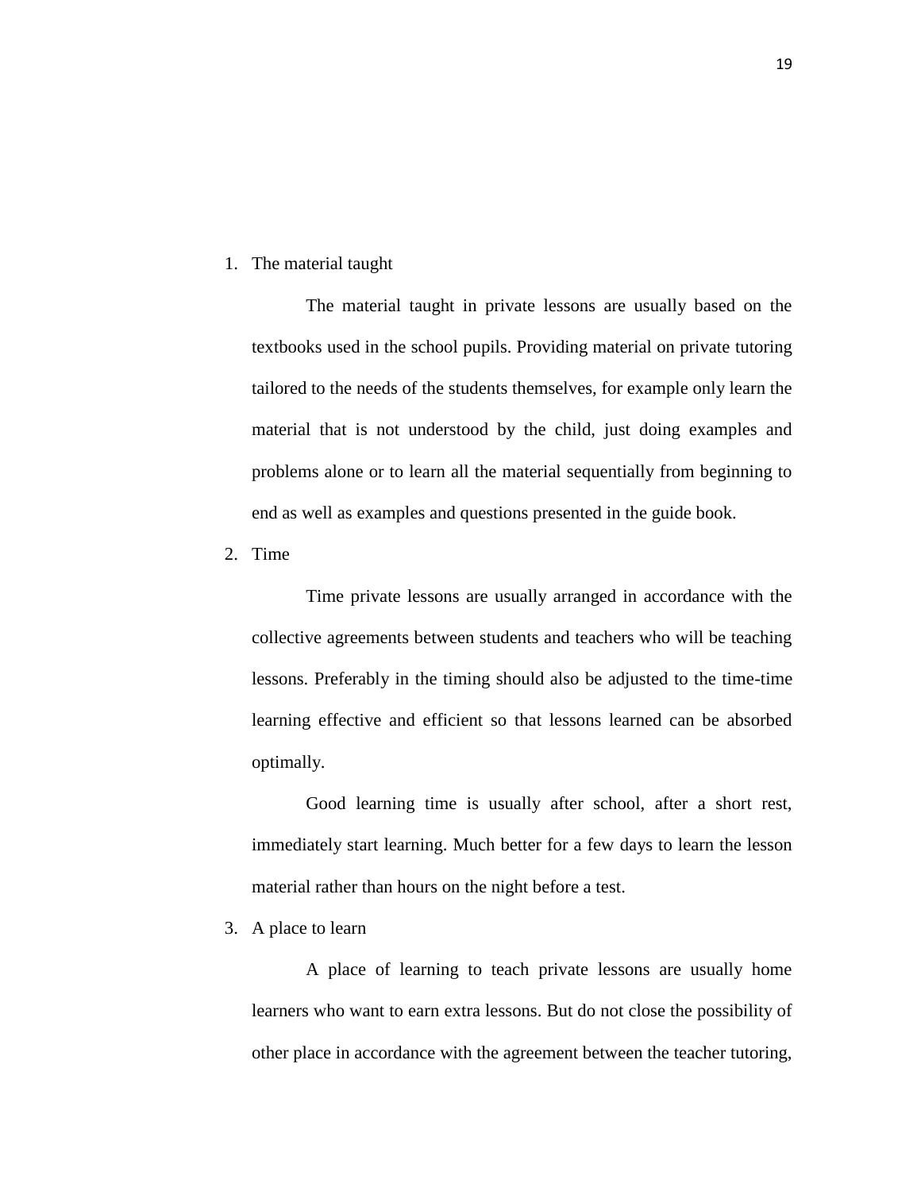1. The material taught

   The material taught in private lessons are usually based on the textbooks used in the school pupils. Providing material on private tutoring tailored to the needs of the students themselves, for example only learn the material that is not understood by the child, just doing examples and problems alone or to learn all the material sequentially from beginning to end as well as examples and questions presented in the guide book.

2. Time

   Time private lessons are usually arranged in accordance with the collective agreements between students and teachers who will be teaching lessons. Preferably in the timing should also be adjusted to the time-time learning effective and efficient so that lessons learned can be absorbed optimally.

   Good learning time is usually after school, after a short rest, immediately start learning. Much better for a few days to learn the lesson material rather than hours on the night before a test.

3. A place to learn

   A place of learning to teach private lessons are usually home learners who want to earn extra lessons. But do not close the possibility of other place in accordance with the agreement between the teacher tutoring,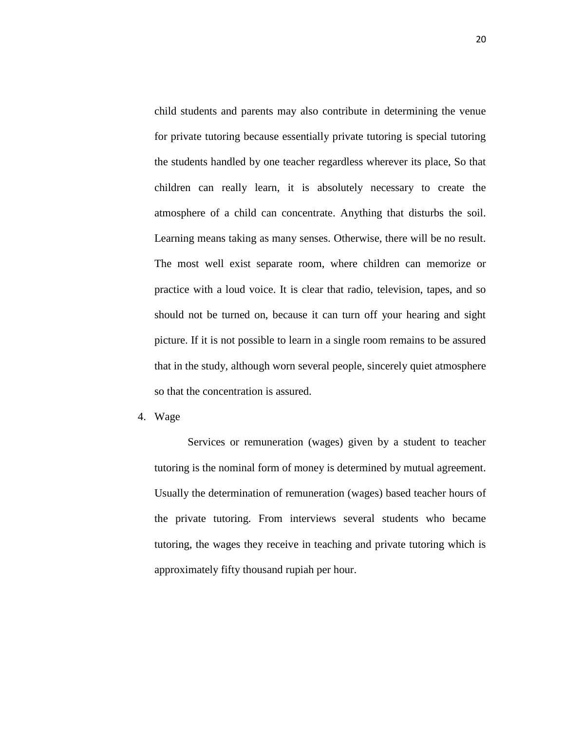child students and parents may also contribute in determining the venue for private tutoring because essentially private tutoring is special tutoring the students handled by one teacher regardless wherever its place, So that children can really learn, it is absolutely necessary to create the atmosphere of a child can concentrate. Anything that disturbs the soil. Learning means taking as many senses. Otherwise, there will be no result. The most well exist separate room, where children can memorize or practice with a loud voice. It is clear that radio, television, tapes, and so should not be turned on, because it can turn off your hearing and sight picture. If it is not possible to learn in a single room remains to be assured that in the study, although worn several people, sincerely quiet atmosphere so that the concentration is assured.

4. Wage

Services or remuneration (wages) given by a student to teacher tutoring is the nominal form of money is determined by mutual agreement. Usually the determination of remuneration (wages) based teacher hours of the private tutoring. From interviews several students who became tutoring, the wages they receive in teaching and private tutoring which is approximately fifty thousand rupiah per hour.